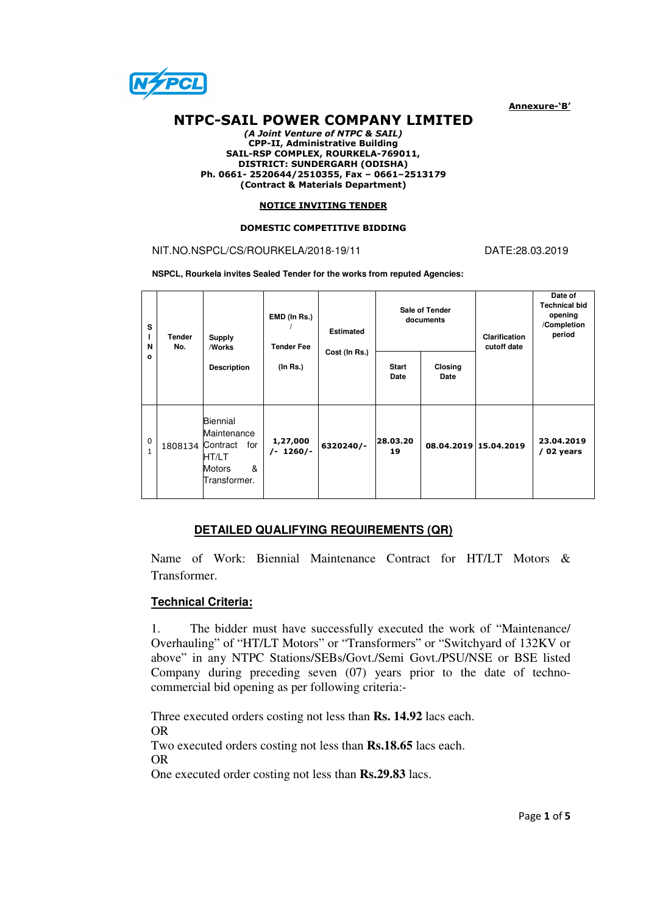Annexure-'B'

# NTPC-SAIL POWER COMPANY LIMITED

***(A Joint Venture of NTPC & SAIL)***
**CPP-II, Administrative Building**
**SAIL-RSP COMPLEX, ROURKELA-769011,**
**DISTRICT: SUNDERGARH (ODISHA)**
**Ph. 0661- 2520644/2510355, Fax – 0661–2513179**
**(Contract & Materials Department)**

## NOTICE INVITING TENDER

### DOMESTIC COMPETITIVE BIDDING

NIT.NO.NSPCL/CS/ROURKELA/2018-19/11 DATE:28.03.2019

**NSPCL, Rourkela invites Sealed Tender for the works from reputed Agencies:**

| Sl No | Tender No. | Supply /Works Description | EMD (In Rs.) / Tender Fee (In Rs.) | Estimated Cost (In Rs.) | Sale of Tender documents | | Clarification cutoff date | Date of Technical bid opening /Completion period |
|---|---|---|---|---|---|---|---|---|
| | | | | | Start Date | Closing Date | | |
| 01 | 1808134 | Biennial Maintenance Contract for HT/LT Motors & Transformer. | **1,27,000 /- 1260/-** | **6320240/-** | **28.03.2019** | **08.04.2019** | **15.04.2019** | **23.04.2019 / 02 years** |

## DETAILED QUALIFYING REQUIREMENTS (QR)

Name of Work: Biennial Maintenance Contract for HT/LT Motors & Transformer.

### Technical Criteria:

1. The bidder must have successfully executed the work of "Maintenance/ Overhauling" of "HT/LT Motors" or "Transformers" or "Switchyard of 132KV or above" in any NTPC Stations/SEBs/Govt./Semi Govt./PSU/NSE or BSE listed Company during preceding seven (07) years prior to the date of techno-commercial bid opening as per following criteria:-

Three executed orders costing not less than **Rs. 14.92** lacs each.
OR
Two executed orders costing not less than **Rs.18.65** lacs each.
OR
One executed order costing not less than **Rs.29.83** lacs.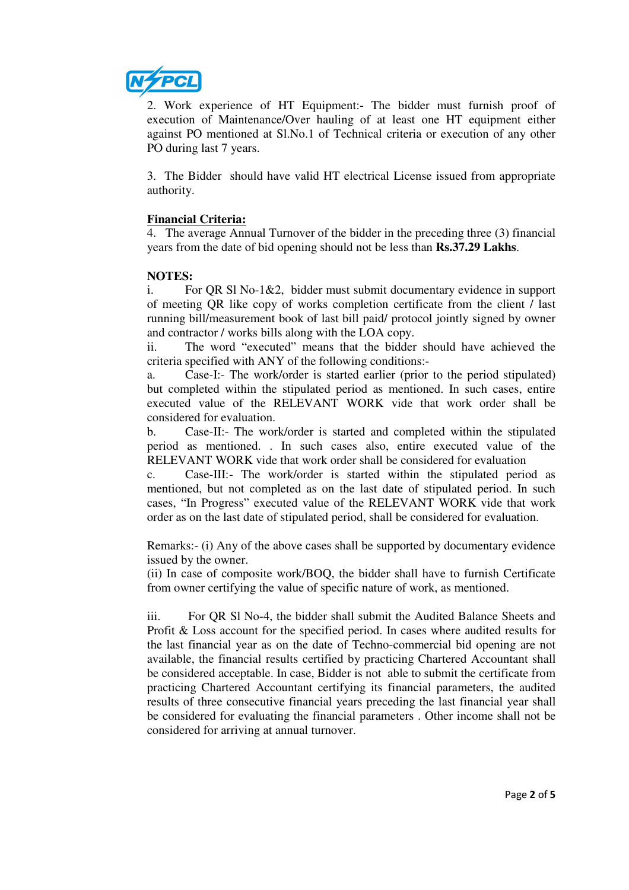2. Work experience of HT Equipment:- The bidder must furnish proof of execution of Maintenance/Over hauling of at least one HT equipment either against PO mentioned at Sl.No.1 of Technical criteria or execution of any other PO during last 7 years.

3. The Bidder should have valid HT electrical License issued from appropriate authority.

**Financial Criteria:**

4. The average Annual Turnover of the bidder in the preceding three (3) financial years from the date of bid opening should not be less than **Rs.37.29 Lakhs**.

**NOTES:**

i. For QR Sl No-1&2, bidder must submit documentary evidence in support of meeting QR like copy of works completion certificate from the client / last running bill/measurement book of last bill paid/ protocol jointly signed by owner and contractor / works bills along with the LOA copy.

ii. The word "executed" means that the bidder should have achieved the criteria specified with ANY of the following conditions:-

a. Case-I:- The work/order is started earlier (prior to the period stipulated) but completed within the stipulated period as mentioned. In such cases, entire executed value of the RELEVANT WORK vide that work order shall be considered for evaluation.

b. Case-II:- The work/order is started and completed within the stipulated period as mentioned. . In such cases also, entire executed value of the RELEVANT WORK vide that work order shall be considered for evaluation

c. Case-III:- The work/order is started within the stipulated period as mentioned, but not completed as on the last date of stipulated period. In such cases, "In Progress" executed value of the RELEVANT WORK vide that work order as on the last date of stipulated period, shall be considered for evaluation.

Remarks:- (i) Any of the above cases shall be supported by documentary evidence issued by the owner.
(ii) In case of composite work/BOQ, the bidder shall have to furnish Certificate from owner certifying the value of specific nature of work, as mentioned.

iii. For QR Sl No-4, the bidder shall submit the Audited Balance Sheets and Profit & Loss account for the specified period. In cases where audited results for the last financial year as on the date of Techno-commercial bid opening are not available, the financial results certified by practicing Chartered Accountant shall be considered acceptable. In case, Bidder is not able to submit the certificate from practicing Chartered Accountant certifying its financial parameters, the audited results of three consecutive financial years preceding the last financial year shall be considered for evaluating the financial parameters . Other income shall not be considered for arriving at annual turnover.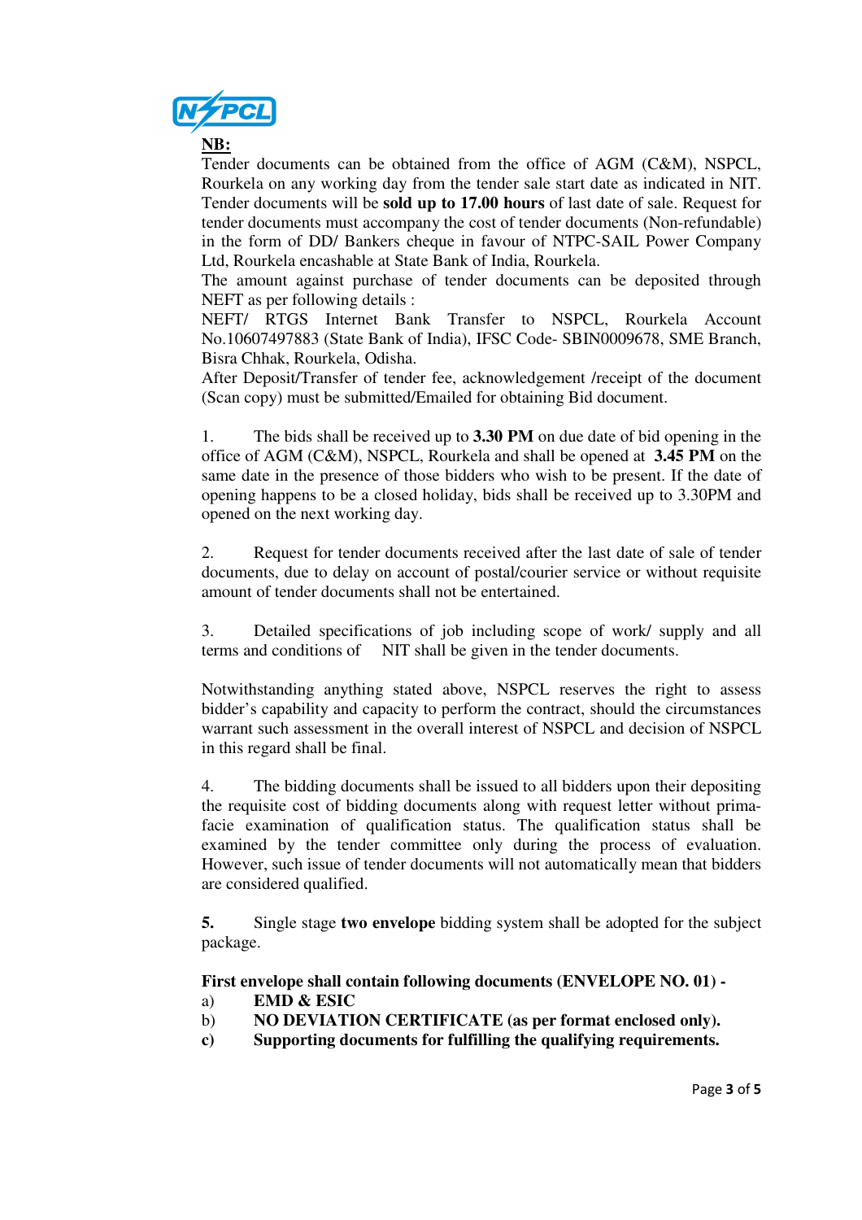**NB:**

Tender documents can be obtained from the office of AGM (C&M), NSPCL, Rourkela on any working day from the tender sale start date as indicated in NIT. Tender documents will be **sold up to 17.00 hours** of last date of sale. Request for tender documents must accompany the cost of tender documents (Non-refundable) in the form of DD/ Bankers cheque in favour of NTPC-SAIL Power Company Ltd, Rourkela encashable at State Bank of India, Rourkela.

The amount against purchase of tender documents can be deposited through NEFT as per following details :

NEFT/ RTGS Internet Bank Transfer to NSPCL, Rourkela Account No.10607497883 (State Bank of India), IFSC Code- SBIN0009678, SME Branch, Bisra Chhak, Rourkela, Odisha.

After Deposit/Transfer of tender fee, acknowledgement /receipt of the document (Scan copy) must be submitted/Emailed for obtaining Bid document.

1. The bids shall be received up to **3.30 PM** on due date of bid opening in the office of AGM (C&M), NSPCL, Rourkela and shall be opened at **3.45 PM** on the same date in the presence of those bidders who wish to be present. If the date of opening happens to be a closed holiday, bids shall be received up to 3.30PM and opened on the next working day.

2. Request for tender documents received after the last date of sale of tender documents, due to delay on account of postal/courier service or without requisite amount of tender documents shall not be entertained.

3. Detailed specifications of job including scope of work/ supply and all terms and conditions of NIT shall be given in the tender documents.

Notwithstanding anything stated above, NSPCL reserves the right to assess bidder's capability and capacity to perform the contract, should the circumstances warrant such assessment in the overall interest of NSPCL and decision of NSPCL in this regard shall be final.

4. The bidding documents shall be issued to all bidders upon their depositing the requisite cost of bidding documents along with request letter without prima-facie examination of qualification status. The qualification status shall be examined by the tender committee only during the process of evaluation. However, such issue of tender documents will not automatically mean that bidders are considered qualified.

**5.** Single stage **two envelope** bidding system shall be adopted for the subject package.

**First envelope shall contain following documents (ENVELOPE NO. 01) -**

a) **EMD & ESIC**

b) **NO DEVIATION CERTIFICATE (as per format enclosed only).**

**c) Supporting documents for fulfilling the qualifying requirements.**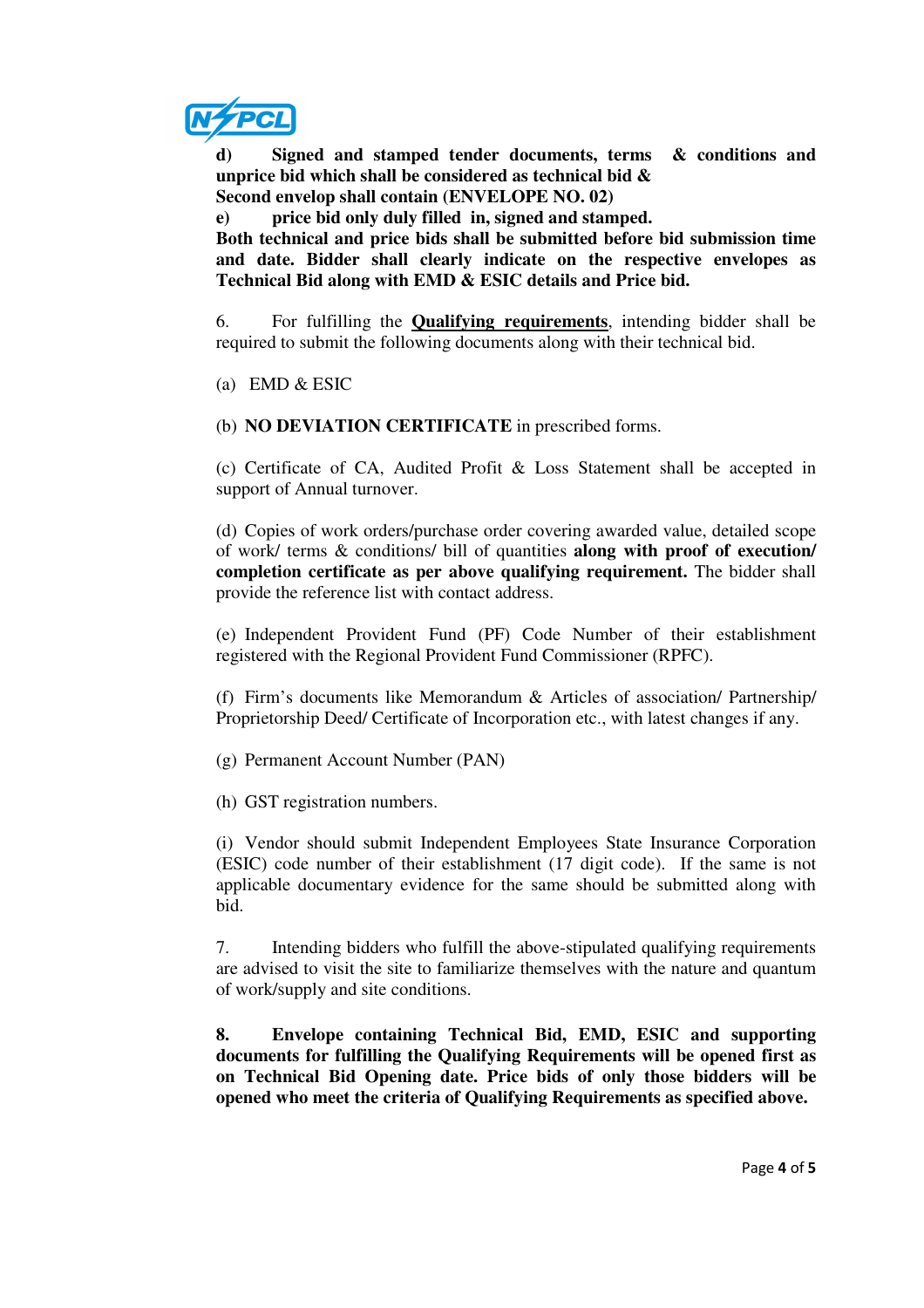**d) Signed and stamped tender documents, terms & conditions and unprice bid which shall be considered as technical bid &**
**Second envelop shall contain (ENVELOPE NO. 02)**
**e) price bid only duly filled in, signed and stamped.**
**Both technical and price bids shall be submitted before bid submission time and date. Bidder shall clearly indicate on the respective envelopes as Technical Bid along with EMD & ESIC details and Price bid.**

6. For fulfilling the **Qualifying requirements**, intending bidder shall be required to submit the following documents along with their technical bid.

(a) EMD & ESIC

(b) **NO DEVIATION CERTIFICATE** in prescribed forms.

(c) Certificate of CA, Audited Profit & Loss Statement shall be accepted in support of Annual turnover.

(d) Copies of work orders/purchase order covering awarded value, detailed scope of work/ terms & conditions/ bill of quantities **along with proof of execution/ completion certificate as per above qualifying requirement.** The bidder shall provide the reference list with contact address.

(e) Independent Provident Fund (PF) Code Number of their establishment registered with the Regional Provident Fund Commissioner (RPFC).

(f) Firm's documents like Memorandum & Articles of association/ Partnership/ Proprietorship Deed/ Certificate of Incorporation etc., with latest changes if any.

(g) Permanent Account Number (PAN)

(h) GST registration numbers.

(i) Vendor should submit Independent Employees State Insurance Corporation (ESIC) code number of their establishment (17 digit code). If the same is not applicable documentary evidence for the same should be submitted along with bid.

7. Intending bidders who fulfill the above-stipulated qualifying requirements are advised to visit the site to familiarize themselves with the nature and quantum of work/supply and site conditions.

**8. Envelope containing Technical Bid, EMD, ESIC and supporting documents for fulfilling the Qualifying Requirements will be opened first as on Technical Bid Opening date. Price bids of only those bidders will be opened who meet the criteria of Qualifying Requirements as specified above.**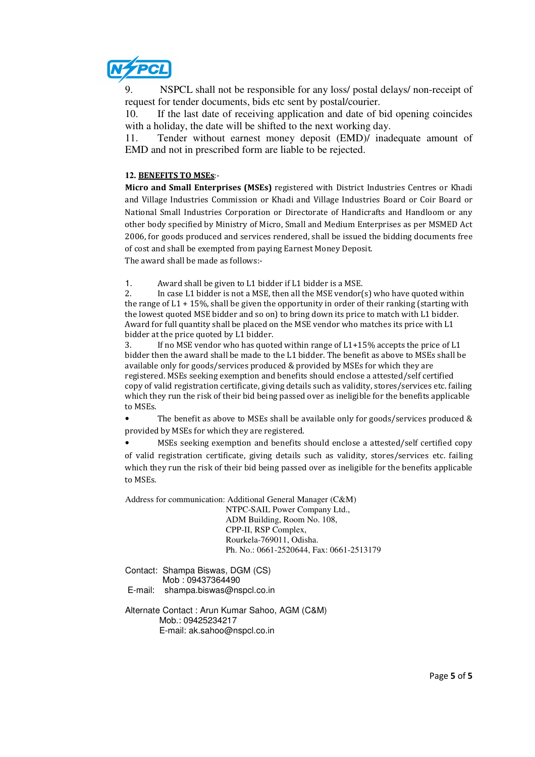9. NSPCL shall not be responsible for any loss/ postal delays/ non-receipt of request for tender documents, bids etc sent by postal/courier.

10. If the last date of receiving application and date of bid opening coincides with a holiday, the date will be shifted to the next working day.

11. Tender without earnest money deposit (EMD)/ inadequate amount of EMD and not in prescribed form are liable to be rejected.

**12. BENEFITS TO MSEs**:-

**Micro and Small Enterprises (MSEs)** registered with District Industries Centres or Khadi and Village Industries Commission or Khadi and Village Industries Board or Coir Board or National Small Industries Corporation or Directorate of Handicrafts and Handloom or any other body specified by Ministry of Micro, Small and Medium Enterprises as per MSMED Act 2006, for goods produced and services rendered, shall be issued the bidding documents free of cost and shall be exempted from paying Earnest Money Deposit.

The award shall be made as follows:-

1. Award shall be given to L1 bidder if L1 bidder is a MSE.
2. In case L1 bidder is not a MSE, then all the MSE vendor(s) who have quoted within the range of L1 + 15%, shall be given the opportunity in order of their ranking (starting with the lowest quoted MSE bidder and so on) to bring down its price to match with L1 bidder. Award for full quantity shall be placed on the MSE vendor who matches its price with L1 bidder at the price quoted by L1 bidder.
3. If no MSE vendor who has quoted within range of L1+15% accepts the price of L1 bidder then the award shall be made to the L1 bidder. The benefit as above to MSEs shall be available only for goods/services produced & provided by MSEs for which they are registered. MSEs seeking exemption and benefits should enclose a attested/self certified copy of valid registration certificate, giving details such as validity, stores/services etc. failing which they run the risk of their bid being passed over as ineligible for the benefits applicable to MSEs.

- The benefit as above to MSEs shall be available only for goods/services produced & provided by MSEs for which they are registered.
- MSEs seeking exemption and benefits should enclose a attested/self certified copy of valid registration certificate, giving details such as validity, stores/services etc. failing which they run the risk of their bid being passed over as ineligible for the benefits applicable to MSEs.

Address for communication: Additional General Manager (C&M)
NTPC-SAIL Power Company Ltd.,
ADM Building, Room No. 108,
CPP-II, RSP Complex,
Rourkela-769011, Odisha.
Ph. No.: 0661-2520644, Fax: 0661-2513179

Contact: Shampa Biswas, DGM (CS)
Mob : 09437364490
E-mail: shampa.biswas@nspcl.co.in

Alternate Contact : Arun Kumar Sahoo, AGM (C&M)
Mob.: 09425234217
E-mail: ak.sahoo@nspcl.co.in